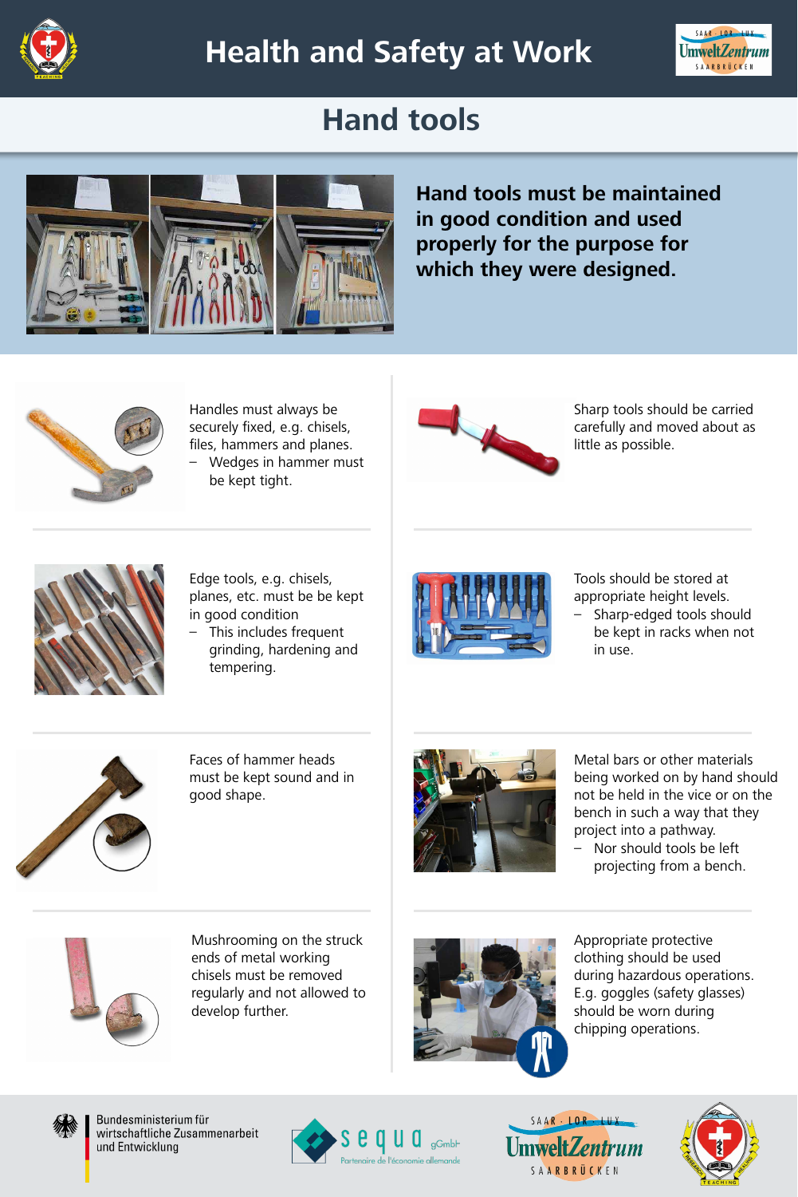# Health and Safety at Work

## Hand tools

**Hand tools must be maintained in good condition and used properly for the purpose for which they were designed.**

Handles must always be securely fixed, e.g. chisels, files, hammers and planes.
- Wedges in hammer must be kept tight.

Sharp tools should be carried carefully and moved about as little as possible.

Edge tools, e.g. chisels, planes, etc. must be be kept in good condition
- This includes frequent grinding, hardening and tempering.

Tools should be stored at appropriate height levels.
- Sharp-edged tools should be kept in racks when not in use.

Faces of hammer heads must be kept sound and in good shape.

Metal bars or other materials being worked on by hand should not be held in the vice or on the bench in such a way that they project into a pathway.
- Nor should tools be left projecting from a bench.

Mushrooming on the struck ends of metal working chisels must be removed regularly and not allowed to develop further.

Appropriate protective clothing should be used during hazardous operations. E.g. goggles (safety glasses) should be worn during chipping operations.

Bundesministerium für wirtschaftliche Zusammenarbeit und Entwicklung

sequa gGmbH
Partenaire de l'économie allemande

SAAR · LOR · LUX
UmweltZentrum
SAARBRÜCKEN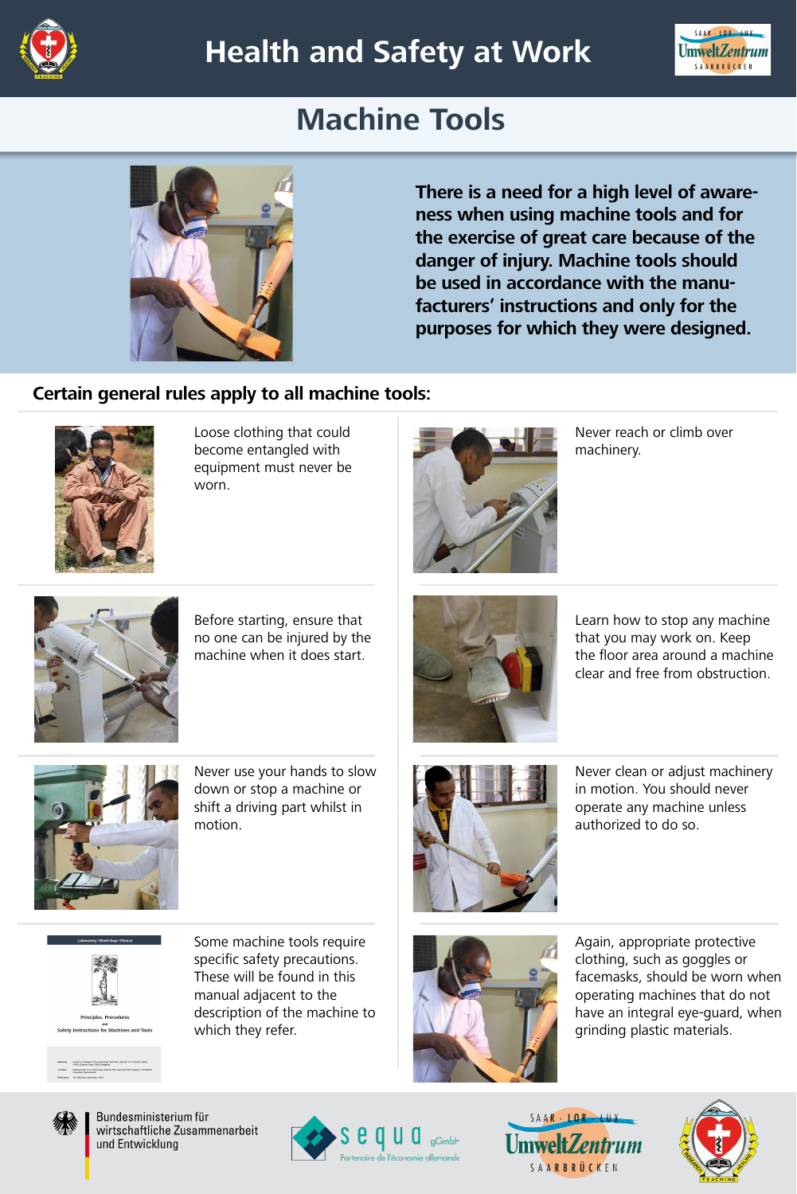# Health and Safety at Work

## Machine Tools

**There is a need for a high level of awareness when using machine tools and for the exercise of great care because of the danger of injury. Machine tools should be used in accordance with the manufacturers' instructions and only for the purposes for which they were designed.**

### Certain general rules apply to all machine tools:

Loose clothing that could become entangled with equipment must never be worn.

Never reach or climb over machinery.

Before starting, ensure that no one can be injured by the machine when it does start.

Learn how to stop any machine that you may work on. Keep the floor area around a machine clear and free from obstruction.

Never use your hands to slow down or stop a machine or shift a driving part whilst in motion.

Never clean or adjust machinery in motion. You should never operate any machine unless authorized to do so.

Some machine tools require specific safety precautions. These will be found in this manual adjacent to the description of the machine to which they refer.

Again, appropriate protective clothing, such as goggles or facemasks, should be worn when operating machines that do not have an integral eye-guard, when grinding plastic materials.

Bundesministerium für wirtschaftliche Zusammenarbeit und Entwicklung

sequa gGmbH Partenaire de l'économie allemande

SAAR · LOR · LUX UmweltZentrum SAARBRÜCKEN